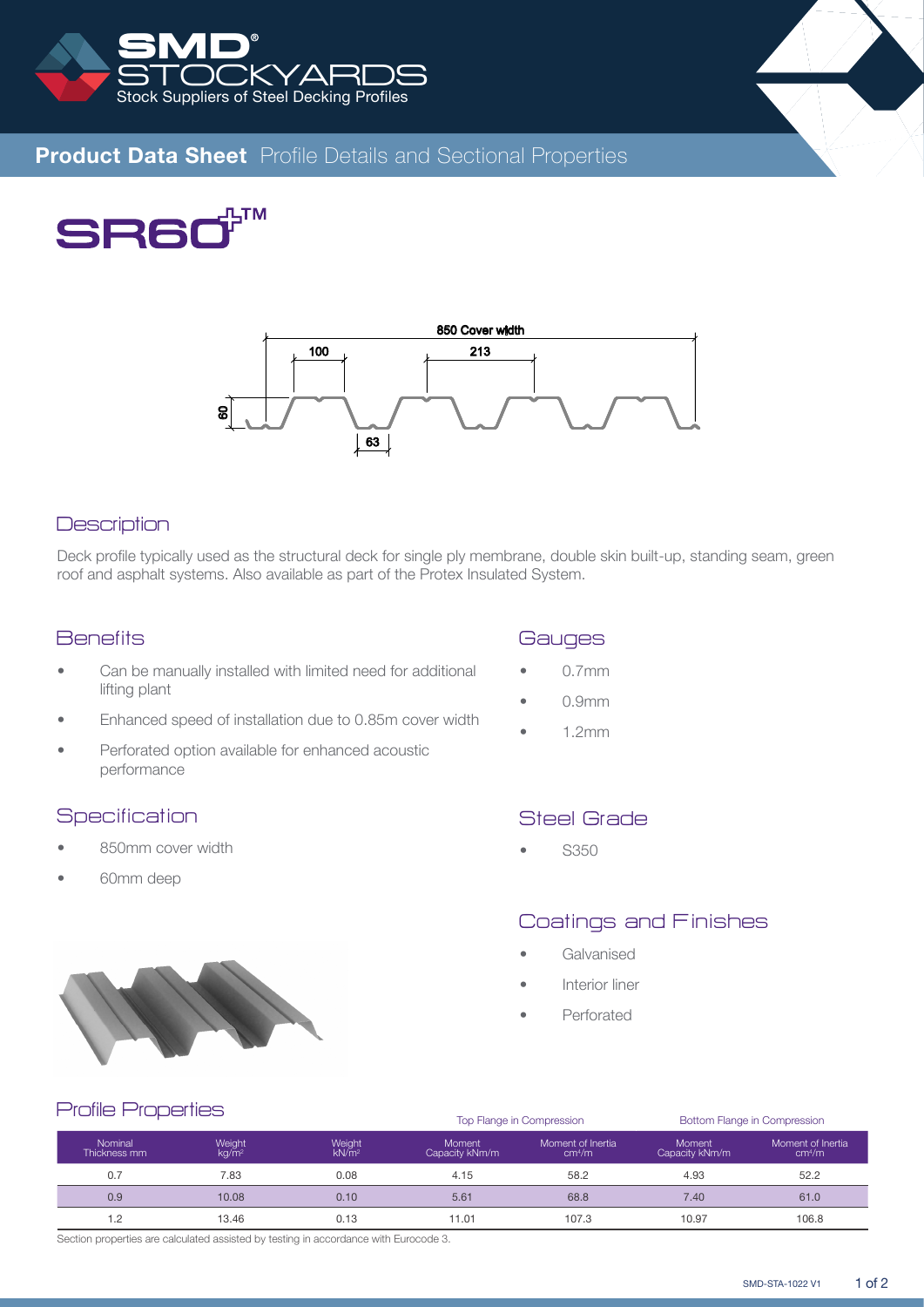# SMD STOCKYARDS

Stock Suppliers of Steel Decking Profiles

## Product Data Sheet Profile Details and Sectional Properties

# SR60+™

850 Cover width

100

213

60

63

## Description

Deck profile typically used as the structural deck for single ply membrane, double skin built-up, standing seam, green roof and asphalt systems. Also available as part of the Protex Insulated System.

## Benefits

- Can be manually installed with limited need for additional lifting plant
- Enhanced speed of installation due to 0.85m cover width
- Perforated option available for enhanced acoustic performance

## Specification

- 850mm cover width
- 60mm deep

## Gauges

- 0.7mm
- 0.9mm
- 1.2mm

## Steel Grade

- S350

## Coatings and Finishes

- Galvanised
- Interior liner
- Perforated

## Profile Properties

| | | | Top Flange in Compression | | Bottom Flange in Compression | |
|---|---|---|---|---|---|---|
| Nominal Thickness mm | Weight kg/m² | Weight kN/m² | Moment Capacity kNm/m | Moment of Inertia cm⁴/m | Moment Capacity kNm/m | Moment of Inertia cm⁴/m |
| 0.7 | 7.83 | 0.08 | 4.15 | 58.2 | 4.93 | 52.2 |
| 0.9 | 10.08 | 0.10 | 5.61 | 68.8 | 7.40 | 61.0 |
| 1.2 | 13.46 | 0.13 | 11.01 | 107.3 | 10.97 | 106.8 |

Section properties are calculated assisted by testing in accordance with Eurocode 3.

SMD-STA-1022 V1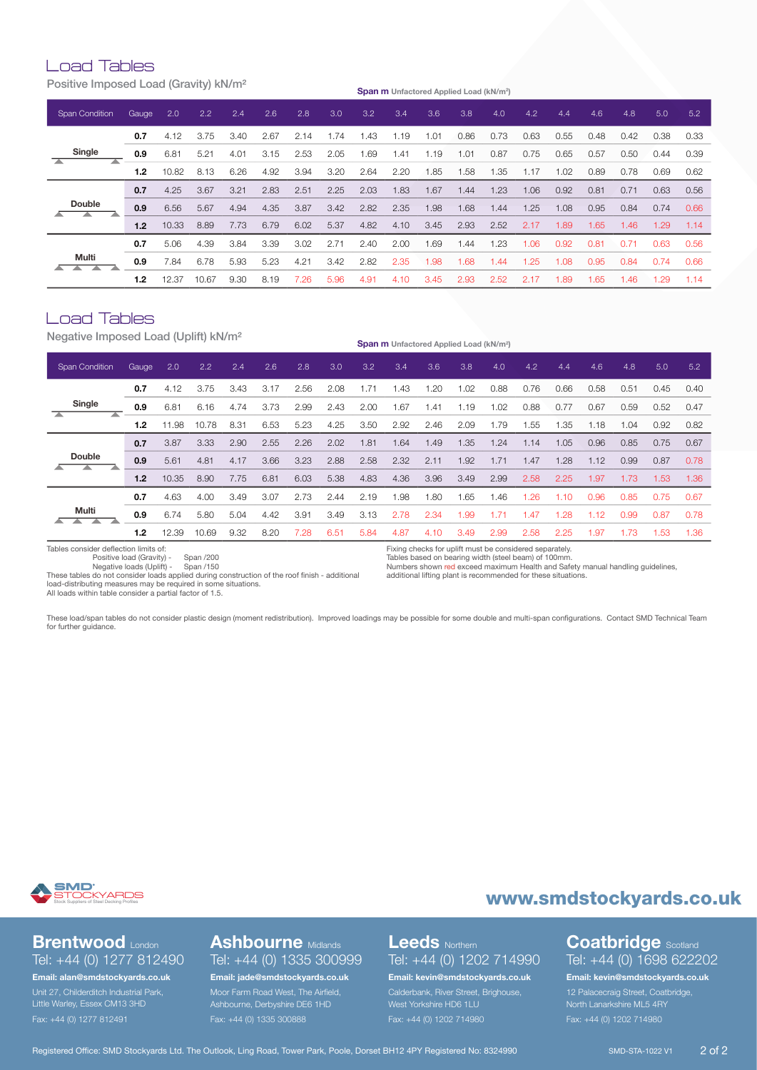## Load Tables

Positive Imposed Load (Gravity) kN/m²

**Span m** Unfactored Applied Load (kN/m²)

| Span Condition | Gauge | 2.0 | 2.2 | 2.4 | 2.6 | 2.8 | 3.0 | 3.2 | 3.4 | 3.6 | 3.8 | 4.0 | 4.2 | 4.4 | 4.6 | 4.8 | 5.0 | 5.2 |
|---|---|---|---|---|---|---|---|---|---|---|---|---|---|---|---|---|---|---|
| Single | **0.7** | 4.12 | 3.75 | 3.40 | 2.67 | 2.14 | 1.74 | 1.43 | 1.19 | 1.01 | 0.86 | 0.73 | 0.63 | 0.55 | 0.48 | 0.42 | 0.38 | 0.33 |
| | **0.9** | 6.81 | 5.21 | 4.01 | 3.15 | 2.53 | 2.05 | 1.69 | 1.41 | 1.19 | 1.01 | 0.87 | 0.75 | 0.65 | 0.57 | 0.50 | 0.44 | 0.39 |
| | **1.2** | 10.82 | 8.13 | 6.26 | 4.92 | 3.94 | 3.20 | 2.64 | 2.20 | 1.85 | 1.58 | 1.35 | 1.17 | 1.02 | 0.89 | 0.78 | 0.69 | 0.62 |
| Double | **0.7** | 4.25 | 3.67 | 3.21 | 2.83 | 2.51 | 2.25 | 2.03 | 1.83 | 1.67 | 1.44 | 1.23 | 1.06 | 0.92 | 0.81 | 0.71 | 0.63 | 0.56 |
| | **0.9** | 6.56 | 5.67 | 4.94 | 4.35 | 3.87 | 3.42 | 2.82 | 2.35 | 1.98 | 1.68 | 1.44 | 1.25 | 1.08 | 0.95 | 0.84 | 0.74 | 0.66 |
| | **1.2** | 10.33 | 8.89 | 7.73 | 6.79 | 6.02 | 5.37 | 4.82 | 4.10 | 3.45 | 2.93 | 2.52 | 2.17 | 1.89 | 1.65 | 1.46 | 1.29 | 1.14 |
| Multi | **0.7** | 5.06 | 4.39 | 3.84 | 3.39 | 3.02 | 2.71 | 2.40 | 2.00 | 1.69 | 1.44 | 1.23 | 1.06 | 0.92 | 0.81 | 0.71 | 0.63 | 0.56 |
| | **0.9** | 7.84 | 6.78 | 5.93 | 5.23 | 4.21 | 3.42 | 2.82 | 2.35 | 1.98 | 1.68 | 1.44 | 1.25 | 1.08 | 0.95 | 0.84 | 0.74 | 0.66 |
| | **1.2** | 12.37 | 10.67 | 9.30 | 8.19 | 7.26 | 5.96 | 4.91 | 4.10 | 3.45 | 2.93 | 2.52 | 2.17 | 1.89 | 1.65 | 1.46 | 1.29 | 1.14 |

## Load Tables

Negative Imposed Load (Uplift) kN/m²

**Span m** Unfactored Applied Load (kN/m²)

| Span Condition | Gauge | 2.0 | 2.2 | 2.4 | 2.6 | 2.8 | 3.0 | 3.2 | 3.4 | 3.6 | 3.8 | 4.0 | 4.2 | 4.4 | 4.6 | 4.8 | 5.0 | 5.2 |
|---|---|---|---|---|---|---|---|---|---|---|---|---|---|---|---|---|---|---|
| Single | **0.7** | 4.12 | 3.75 | 3.43 | 3.17 | 2.56 | 2.08 | 1.71 | 1.43 | 1.20 | 1.02 | 0.88 | 0.76 | 0.66 | 0.58 | 0.51 | 0.45 | 0.40 |
| | **0.9** | 6.81 | 6.16 | 4.74 | 3.73 | 2.99 | 2.43 | 2.00 | 1.67 | 1.41 | 1.19 | 1.02 | 0.88 | 0.77 | 0.67 | 0.59 | 0.52 | 0.47 |
| | **1.2** | 11.98 | 10.78 | 8.31 | 6.53 | 5.23 | 4.25 | 3.50 | 2.92 | 2.46 | 2.09 | 1.79 | 1.55 | 1.35 | 1.18 | 1.04 | 0.92 | 0.82 |
| Double | **0.7** | 3.87 | 3.33 | 2.90 | 2.55 | 2.26 | 2.02 | 1.81 | 1.64 | 1.49 | 1.35 | 1.24 | 1.14 | 1.05 | 0.96 | 0.85 | 0.75 | 0.67 |
| | **0.9** | 5.61 | 4.81 | 4.17 | 3.66 | 3.23 | 2.88 | 2.58 | 2.32 | 2.11 | 1.92 | 1.71 | 1.47 | 1.28 | 1.12 | 0.99 | 0.87 | 0.78 |
| | **1.2** | 10.35 | 8.90 | 7.75 | 6.81 | 6.03 | 5.38 | 4.83 | 4.36 | 3.96 | 3.49 | 2.99 | 2.58 | 2.25 | 1.97 | 1.73 | 1.53 | 1.36 |
| Multi | **0.7** | 4.63 | 4.00 | 3.49 | 3.07 | 2.73 | 2.44 | 2.19 | 1.98 | 1.80 | 1.65 | 1.46 | 1.26 | 1.10 | 0.96 | 0.85 | 0.75 | 0.67 |
| | **0.9** | 6.74 | 5.80 | 5.04 | 4.42 | 3.91 | 3.49 | 3.13 | 2.78 | 2.34 | 1.99 | 1.71 | 1.47 | 1.28 | 1.12 | 0.99 | 0.87 | 0.78 |
| | **1.2** | 12.39 | 10.69 | 9.32 | 8.20 | 7.28 | 6.51 | 5.84 | 4.87 | 4.10 | 3.49 | 2.99 | 2.58 | 2.25 | 1.97 | 1.73 | 1.53 | 1.36 |

Tables consider deflection limits of:
- Positive load (Gravity) - Span /200
- Negative loads (Uplift) - Span /150

These tables do not consider loads applied during construction of the roof finish - additional load-distributing measures may be required in some situations.
All loads within table consider a partial factor of 1.5.

Fixing checks for uplift must be considered separately.
Tables based on bearing width (steel beam) of 100mm.
Numbers shown red exceed maximum Health and Safety manual handling guidelines, additional lifting plant is recommended for these situations.

These load/span tables do not consider plastic design (moment redistribution). Improved loadings may be possible for some double and multi-span configurations. Contact SMD Technical Team for further guidance.

SMD STOCKYARDS
Stock Suppliers of Steel Decking Profiles

**www.smdstockyards.co.uk**

**Brentwood** London
Tel: +44 (0) 1277 812490
**Email: alan@smdstockyards.co.uk**
Unit 27, Childerditch Industrial Park, Little Warley, Essex CM13 3HD
Fax: +44 (0) 1277 812491

**Ashbourne** Midlands
Tel: +44 (0) 1335 300999
**Email: jade@smdstockyards.co.uk**
Moor Farm Road West, The Airfield, Ashbourne, Derbyshire DE6 1HD
Fax: +44 (0) 1335 300888

**Leeds** Northern
Tel: +44 (0) 1202 714990
**Email: kevin@smdstockyards.co.uk**
Calderbank, River Street, Brighouse, West Yorkshire HD6 1LU
Fax: +44 (0) 1202 714980

**Coatbridge** Scotland
Tel: +44 (0) 1698 622202
**Email: kevin@smdstockyards.co.uk**
12 Palacecraig Street, Coatbridge, North Lanarkshire ML5 4RY
Fax: +44 (0) 1202 714980

Registered Office: SMD Stockyards Ltd. The Outlook, Ling Road, Tower Park, Poole, Dorset BH12 4PY Registered No: 8324990

SMD-STA-1022 V1